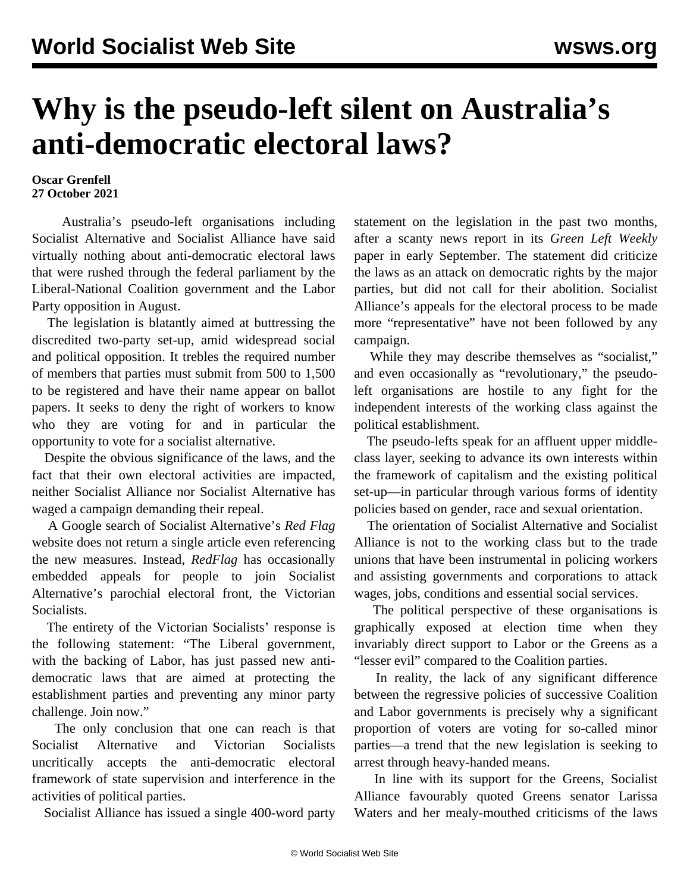# Why is the pseudo-left silent on Australia's anti-democratic electoral laws?

**Oscar Grenfell**
**27 October 2021**

Australia's pseudo-left organisations including Socialist Alternative and Socialist Alliance have said virtually nothing about anti-democratic electoral laws that were rushed through the federal parliament by the Liberal-National Coalition government and the Labor Party opposition in August.

The legislation is blatantly aimed at buttressing the discredited two-party set-up, amid widespread social and political opposition. It trebles the required number of members that parties must submit from 500 to 1,500 to be registered and have their name appear on ballot papers. It seeks to deny the right of workers to know who they are voting for and in particular the opportunity to vote for a socialist alternative.

Despite the obvious significance of the laws, and the fact that their own electoral activities are impacted, neither Socialist Alliance nor Socialist Alternative has waged a campaign demanding their repeal.

A Google search of Socialist Alternative's *Red Flag* website does not return a single article even referencing the new measures. Instead, *RedFlag* has occasionally embedded appeals for people to join Socialist Alternative's parochial electoral front, the Victorian Socialists.

The entirety of the Victorian Socialists' response is the following statement: "The Liberal government, with the backing of Labor, has just passed new anti-democratic laws that are aimed at protecting the establishment parties and preventing any minor party challenge. Join now."

The only conclusion that one can reach is that Socialist Alternative and Victorian Socialists uncritically accepts the anti-democratic electoral framework of state supervision and interference in the activities of political parties.

Socialist Alliance has issued a single 400-word party statement on the legislation in the past two months, after a scanty news report in its *Green Left Weekly* paper in early September. The statement did criticize the laws as an attack on democratic rights by the major parties, but did not call for their abolition. Socialist Alliance's appeals for the electoral process to be made more "representative" have not been followed by any campaign.

While they may describe themselves as "socialist," and even occasionally as "revolutionary," the pseudo-left organisations are hostile to any fight for the independent interests of the working class against the political establishment.

The pseudo-lefts speak for an affluent upper middle-class layer, seeking to advance its own interests within the framework of capitalism and the existing political set-up—in particular through various forms of identity policies based on gender, race and sexual orientation.

The orientation of Socialist Alternative and Socialist Alliance is not to the working class but to the trade unions that have been instrumental in policing workers and assisting governments and corporations to attack wages, jobs, conditions and essential social services.

The political perspective of these organisations is graphically exposed at election time when they invariably direct support to Labor or the Greens as a "lesser evil" compared to the Coalition parties.

In reality, the lack of any significant difference between the regressive policies of successive Coalition and Labor governments is precisely why a significant proportion of voters are voting for so-called minor parties—a trend that the new legislation is seeking to arrest through heavy-handed means.

In line with its support for the Greens, Socialist Alliance favourably quoted Greens senator Larissa Waters and her mealy-mouthed criticisms of the laws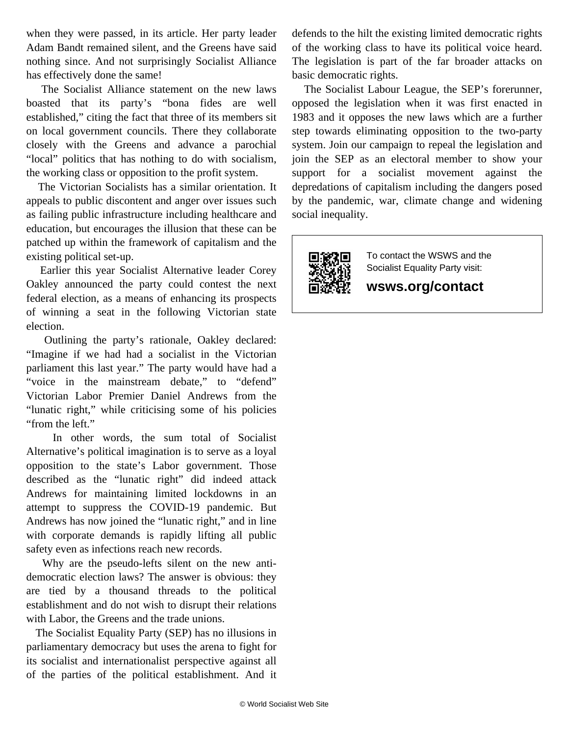when they were passed, in its article. Her party leader Adam Bandt remained silent, and the Greens have said nothing since. And not surprisingly Socialist Alliance has effectively done the same!

The Socialist Alliance statement on the new laws boasted that its party's "bona fides are well established," citing the fact that three of its members sit on local government councils. There they collaborate closely with the Greens and advance a parochial "local" politics that has nothing to do with socialism, the working class or opposition to the profit system.

The Victorian Socialists has a similar orientation. It appeals to public discontent and anger over issues such as failing public infrastructure including healthcare and education, but encourages the illusion that these can be patched up within the framework of capitalism and the existing political set-up.

Earlier this year Socialist Alternative leader Corey Oakley announced the party could contest the next federal election, as a means of enhancing its prospects of winning a seat in the following Victorian state election.

Outlining the party's rationale, Oakley declared: "Imagine if we had had a socialist in the Victorian parliament this last year." The party would have had a "voice in the mainstream debate," to "defend" Victorian Labor Premier Daniel Andrews from the "lunatic right," while criticising some of his policies "from the left."

In other words, the sum total of Socialist Alternative's political imagination is to serve as a loyal opposition to the state's Labor government. Those described as the "lunatic right" did indeed attack Andrews for maintaining limited lockdowns in an attempt to suppress the COVID-19 pandemic. But Andrews has now joined the "lunatic right," and in line with corporate demands is rapidly lifting all public safety even as infections reach new records.

Why are the pseudo-lefts silent on the new anti-democratic election laws? The answer is obvious: they are tied by a thousand threads to the political establishment and do not wish to disrupt their relations with Labor, the Greens and the trade unions.

The Socialist Equality Party (SEP) has no illusions in parliamentary democracy but uses the arena to fight for its socialist and internationalist perspective against all of the parties of the political establishment. And it defends to the hilt the existing limited democratic rights of the working class to have its political voice heard. The legislation is part of the far broader attacks on basic democratic rights.

The Socialist Labour League, the SEP's forerunner, opposed the legislation when it was first enacted in 1983 and it opposes the new laws which are a further step towards eliminating opposition to the two-party system. Join our campaign to repeal the legislation and join the SEP as an electoral member to show your support for a socialist movement against the depredations of capitalism including the dangers posed by the pandemic, war, climate change and widening social inequality.

To contact the WSWS and the Socialist Equality Party visit:

**wsws.org/contact**